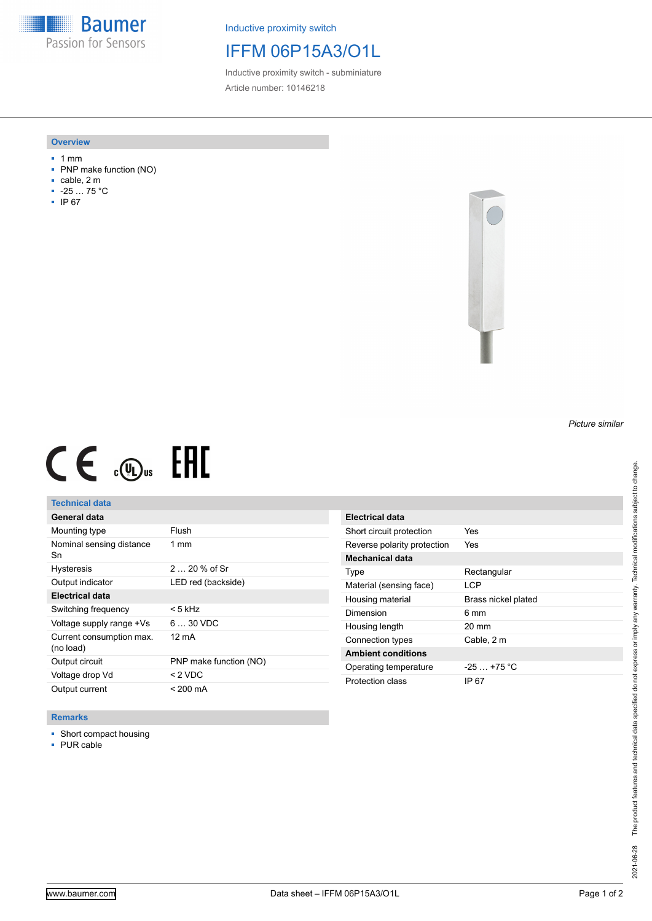Baumer
Passion for Sensors

Inductive proximity switch

# IFFM 06P15A3/O1L

Inductive proximity switch - subminiature

Article number: 10146218

## Overview

- 1 mm
- PNP make function (NO)
- cable, 2 m
- -25 … 75 °C
- IP 67

*Picture similar*

## Technical data

| General data | |
|---|---|
| Mounting type | Flush |
| Nominal sensing distance Sn | 1 mm |
| Hysteresis | 2 … 20 % of Sr |
| Output indicator | LED red (backside) |
| **Electrical data** | |
| Switching frequency | < 5 kHz |
| Voltage supply range +Vs | 6 … 30 VDC |
| Current consumption max. (no load) | 12 mA |
| Output circuit | PNP make function (NO) |
| Voltage drop Vd | < 2 VDC |
| Output current | < 200 mA |

| Electrical data | |
|---|---|
| Short circuit protection | Yes |
| Reverse polarity protection | Yes |
| **Mechanical data** | |
| Type | Rectangular |
| Material (sensing face) | LCP |
| Housing material | Brass nickel plated |
| Dimension | 6 mm |
| Housing length | 20 mm |
| Connection types | Cable, 2 m |
| **Ambient conditions** | |
| Operating temperature | -25 … +75 °C |
| Protection class | IP 67 |

## Remarks

- Short compact housing
- PUR cable

2021-06-28 The product features and technical data specified do not express or imply any warranty. Technical modifications subject to change.

www.baumer.com | Data sheet – IFFM 06P15A3/O1L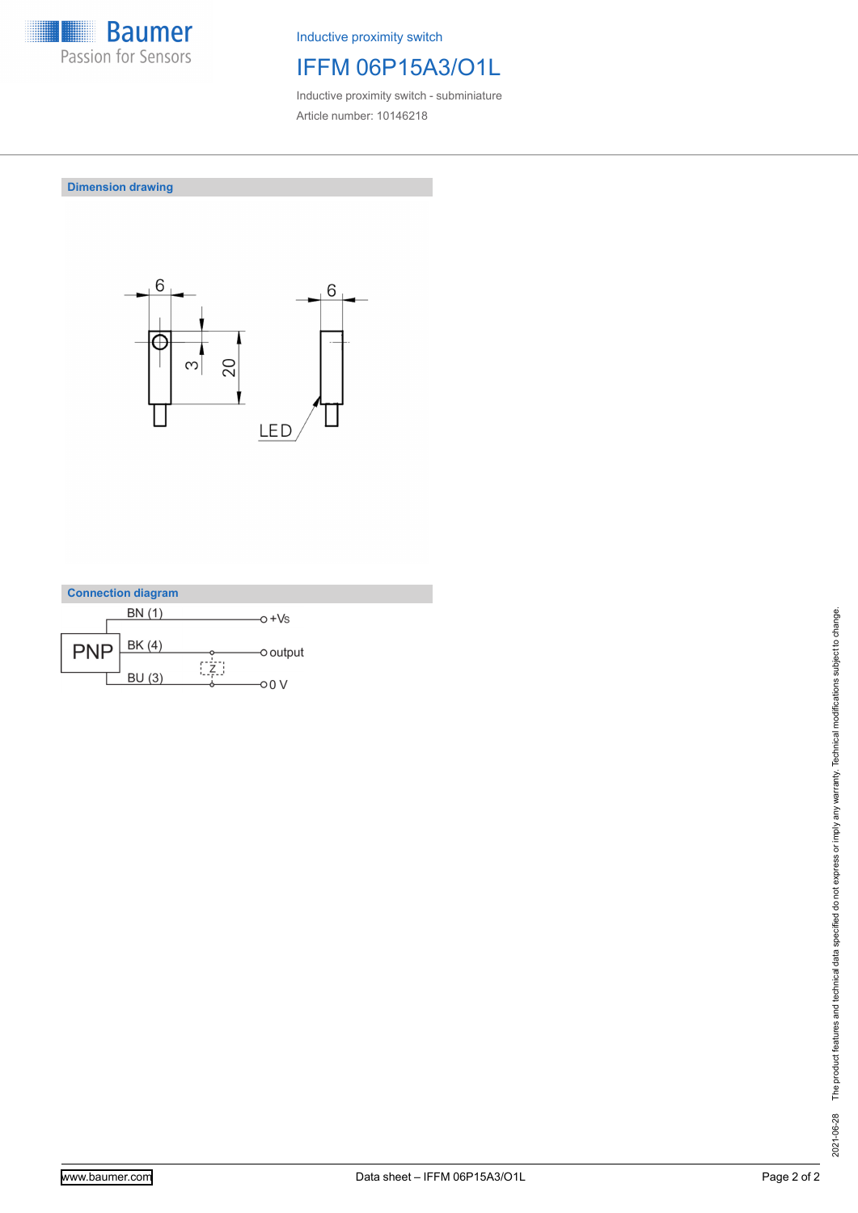Inductive proximity switch

# IFFM 06P15A3/O1L

Inductive proximity switch - subminiature

Article number: 10146218

## Dimension drawing

6

3

20

6

LED

## Connection diagram

PNP

BN (1)

BK (4)

BU (3)

+Vs

output

0 V

Z

The product features and technical data specified do not express or imply any warranty. Technical modifications subject to change.

2021-06-28

www.baumer.com

Data sheet – IFFM 06P15A3/O1L